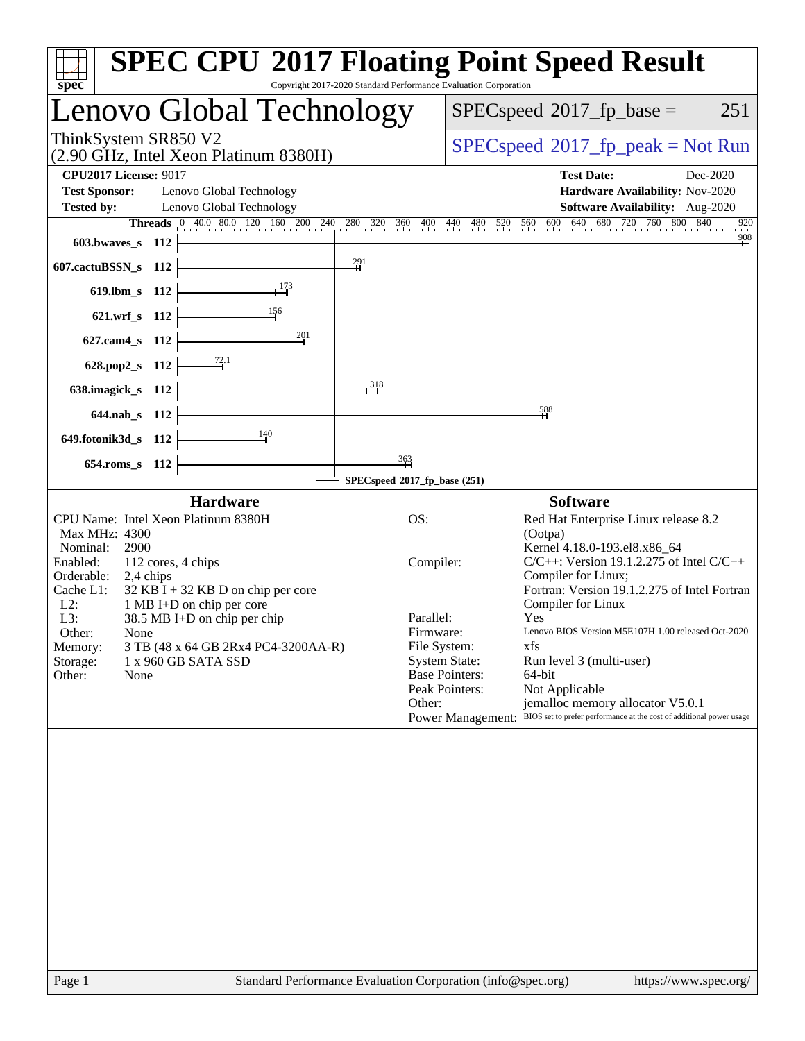# SPEC CPU 2017 Floating Point Speed Result

Copyright 2017-2020 Standard Performance Evaluation Corporation

## Lenovo Global Technology

ThinkSystem SR850 V2
(2.90 GHz, Intel Xeon Platinum 8380H)

SPECspeed 2017_fp_base = 251

SPECspeed 2017_fp_peak = Not Run

**CPU2017 License:** 9017
**Test Sponsor:** Lenovo Global Technology
**Tested by:** Lenovo Global Technology

**Test Date:** Dec-2020
**Hardware Availability:** Nov-2020
**Software Availability:** Aug-2020

| Benchmark | Threads | Base |
|---|---|---|
| 603.bwaves_s | 112 | 908 |
| 607.cactuBSSN_s | 112 | 291 |
| 619.lbm_s | 112 | 173 |
| 621.wrf_s | 112 | 156 |
| 627.cam4_s | 112 | 201 |
| 628.pop2_s | 112 | 72.1 |
| 638.imagick_s | 112 | 318 |
| 644.nab_s | 112 | 588 |
| 649.fotonik3d_s | 112 | 140 |
| 654.roms_s | 112 | 363 |

SPECspeed 2017_fp_base (251)

### Hardware

- CPU Name: Intel Xeon Platinum 8380H
- Max MHz: 4300
- Nominal: 2900
- Enabled: 112 cores, 4 chips
- Orderable: 2,4 chips
- Cache L1: 32 KB I + 32 KB D on chip per core
- L2: 1 MB I+D on chip per core
- L3: 38.5 MB I+D on chip per chip
- Other: None
- Memory: 3 TB (48 x 64 GB 2Rx4 PC4-3200AA-R)
- Storage: 1 x 960 GB SATA SSD
- Other: None

### Software

- OS: Red Hat Enterprise Linux release 8.2 (Ootpa) Kernel 4.18.0-193.el8.x86_64
- Compiler: C/C++: Version 19.1.2.275 of Intel C/C++ Compiler for Linux; Fortran: Version 19.1.2.275 of Intel Fortran Compiler for Linux
- Parallel: Yes
- Firmware: Lenovo BIOS Version M5E107H 1.00 released Oct-2020
- File System: xfs
- System State: Run level 3 (multi-user)
- Base Pointers: 64-bit
- Peak Pointers: Not Applicable
- Other: jemalloc memory allocator V5.0.1
- Power Management: BIOS set to prefer performance at the cost of additional power usage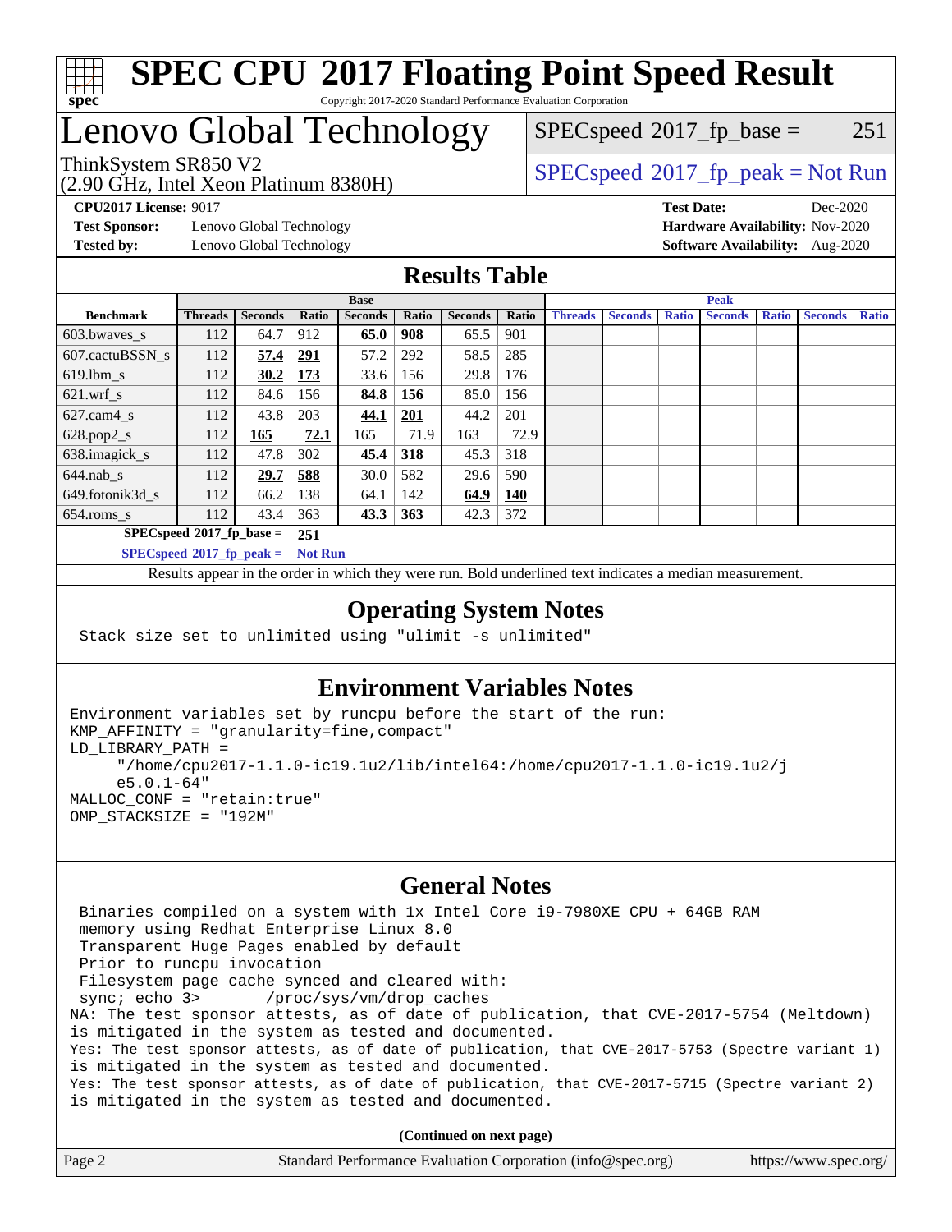# SPEC CPU 2017 Floating Point Speed Result

Copyright 2017-2020 Standard Performance Evaluation Corporation

## Lenovo Global Technology

ThinkSystem SR850 V2
(2.90 GHz, Intel Xeon Platinum 8380H)

SPECspeed 2017_fp_base = 251

SPECspeed 2017_fp_peak = Not Run

**CPU2017 License:** 9017
**Test Sponsor:** Lenovo Global Technology
**Tested by:** Lenovo Global Technology

**Test Date:** Dec-2020
**Hardware Availability:** Nov-2020
**Software Availability:** Aug-2020

## Results Table

| | Base | | | | | | | Peak | | | | | | |
|---|---|---|---|---|---|---|---|---|---|---|---|---|---|---|
| **Benchmark** | **Threads** | **Seconds** | **Ratio** | **Seconds** | **Ratio** | **Seconds** | **Ratio** | **Threads** | **Seconds** | **Ratio** | **Seconds** | **Ratio** | **Seconds** | **Ratio** |
| 603.bwaves_s | 112 | 64.7 | 912 | **65.0** | **908** | 65.5 | 901 | | | | | | | |
| 607.cactuBSSN_s | 112 | **57.4** | **291** | 57.2 | 292 | 58.5 | 285 | | | | | | | |
| 619.lbm_s | 112 | **30.2** | **173** | 33.6 | 156 | 29.8 | 176 | | | | | | | |
| 621.wrf_s | 112 | 84.6 | 156 | **84.8** | **156** | 85.0 | 156 | | | | | | | |
| 627.cam4_s | 112 | 43.8 | 203 | **44.1** | **201** | 44.2 | 201 | | | | | | | |
| 628.pop2_s | 112 | **165** | **72.1** | 165 | 71.9 | 163 | 72.9 | | | | | | | |
| 638.imagick_s | 112 | 47.8 | 302 | **45.4** | **318** | 45.3 | 318 | | | | | | | |
| 644.nab_s | 112 | **29.7** | **588** | 30.0 | 582 | 29.6 | 590 | | | | | | | |
| 649.fotonik3d_s | 112 | 66.2 | 138 | 64.1 | 142 | **64.9** | **140** | | | | | | | |
| 654.roms_s | 112 | 43.4 | 363 | **43.3** | **363** | 42.3 | 372 | | | | | | | |

**SPECspeed 2017_fp_base = 251**

**SPECspeed 2017_fp_peak = Not Run**

Results appear in the order in which they were run. Bold underlined text indicates a median measurement.

## Operating System Notes

```
Stack size set to unlimited using "ulimit -s unlimited"
```

## Environment Variables Notes

```
Environment variables set by runcpu before the start of the run:
KMP_AFFINITY = "granularity=fine,compact"
LD_LIBRARY_PATH =
     "/home/cpu2017-1.1.0-ic19.1u2/lib/intel64:/home/cpu2017-1.1.0-ic19.1u2/j
     e5.0.1-64"
MALLOC_CONF = "retain:true"
OMP_STACKSIZE = "192M"
```

## General Notes

```
 Binaries compiled on a system with 1x Intel Core i9-7980XE CPU + 64GB RAM
 memory using Redhat Enterprise Linux 8.0
 Transparent Huge Pages enabled by default
 Prior to runcpu invocation
 Filesystem page cache synced and cleared with:
 sync; echo 3>       /proc/sys/vm/drop_caches
NA: The test sponsor attests, as of date of publication, that CVE-2017-5754 (Meltdown)
is mitigated in the system as tested and documented.
Yes: The test sponsor attests, as of date of publication, that CVE-2017-5753 (Spectre variant 1)
is mitigated in the system as tested and documented.
Yes: The test sponsor attests, as of date of publication, that CVE-2017-5715 (Spectre variant 2)
is mitigated in the system as tested and documented.
```

**(Continued on next page)**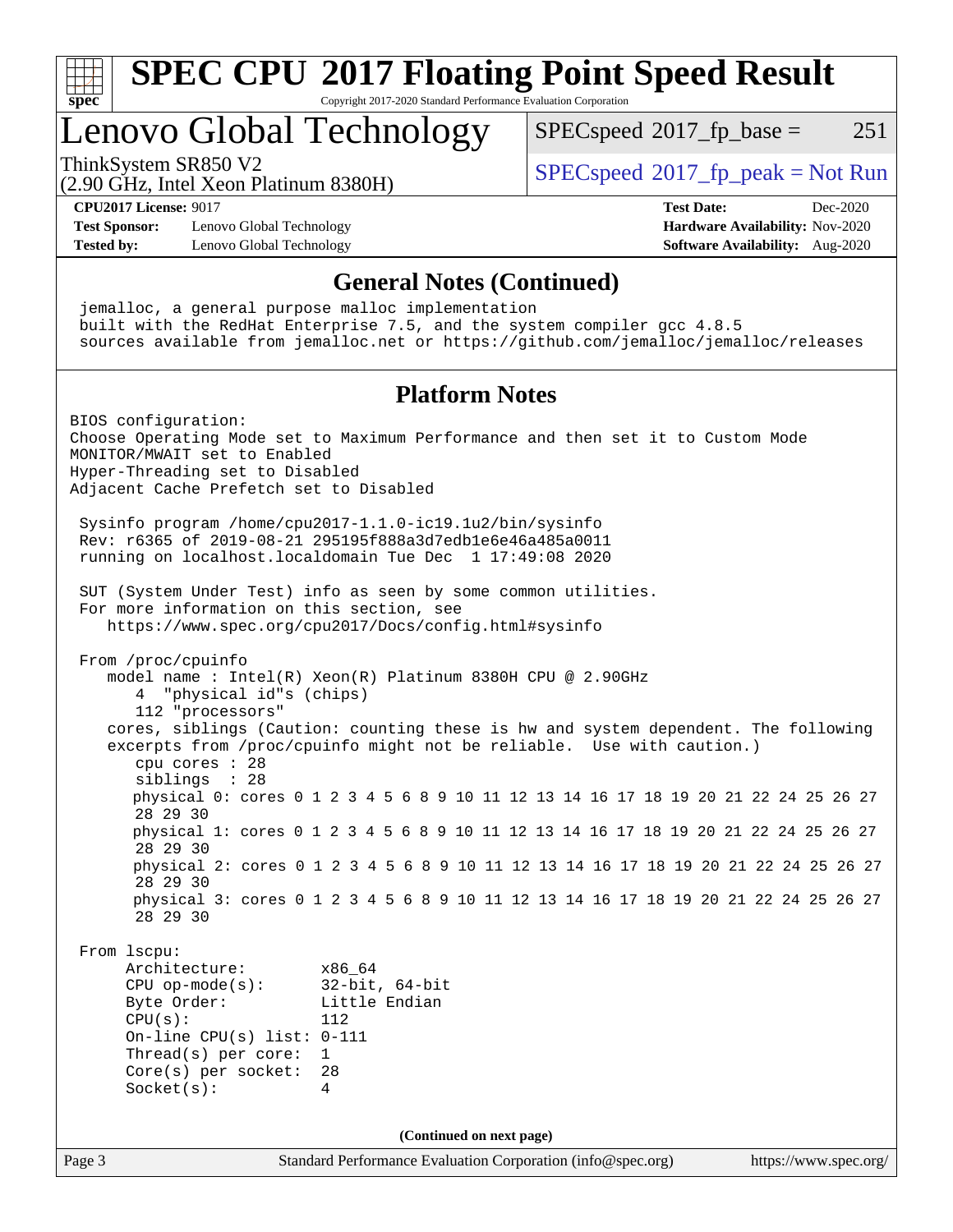# General Notes (Continued)

```
jemalloc, a general purpose malloc implementation
built with the RedHat Enterprise 7.5, and the system compiler gcc 4.8.5
sources available from jemalloc.net or https://github.com/jemalloc/jemalloc/releases
```

# Platform Notes

```
BIOS configuration:
Choose Operating Mode set to Maximum Performance and then set it to Custom Mode
MONITOR/MWAIT set to Enabled
Hyper-Threading set to Disabled
Adjacent Cache Prefetch set to Disabled

 Sysinfo program /home/cpu2017-1.1.0-ic19.1u2/bin/sysinfo
 Rev: r6365 of 2019-08-21 295195f888a3d7edb1e6e46a485a0011
 running on localhost.localdomain Tue Dec  1 17:49:08 2020

 SUT (System Under Test) info as seen by some common utilities.
 For more information on this section, see
    https://www.spec.org/cpu2017/Docs/config.html#sysinfo

 From /proc/cpuinfo
    model name : Intel(R) Xeon(R) Platinum 8380H CPU @ 2.90GHz
       4  "physical id"s (chips)
       112 "processors"
    cores, siblings (Caution: counting these is hw and system dependent. The following
    excerpts from /proc/cpuinfo might not be reliable.  Use with caution.)
       cpu cores : 28
       siblings  : 28
       physical 0: cores 0 1 2 3 4 5 6 8 9 10 11 12 13 14 16 17 18 19 20 21 22 24 25 26 27
       28 29 30
       physical 1: cores 0 1 2 3 4 5 6 8 9 10 11 12 13 14 16 17 18 19 20 21 22 24 25 26 27
       28 29 30
       physical 2: cores 0 1 2 3 4 5 6 8 9 10 11 12 13 14 16 17 18 19 20 21 22 24 25 26 27
       28 29 30
       physical 3: cores 0 1 2 3 4 5 6 8 9 10 11 12 13 14 16 17 18 19 20 21 22 24 25 26 27
       28 29 30

 From lscpu:
      Architecture:          x86_64
      CPU op-mode(s):        32-bit, 64-bit
      Byte Order:            Little Endian
      CPU(s):                112
      On-line CPU(s) list:   0-111
      Thread(s) per core:    1
      Core(s) per socket:    28
      Socket(s):             4
```

(Continued on next page)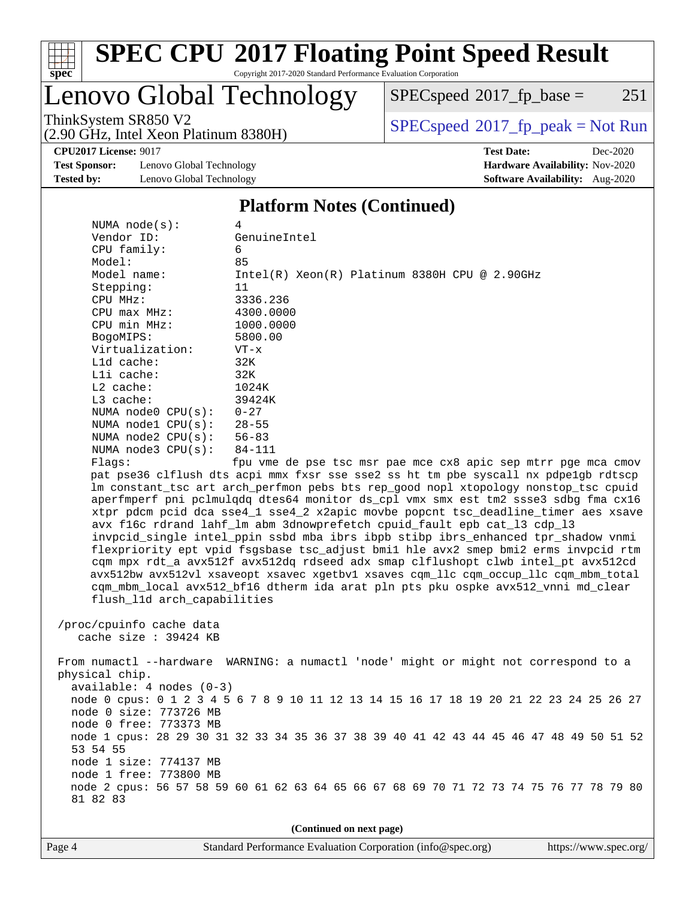## Platform Notes (Continued)

```
     NUMA node(s):        4
     Vendor ID:           GenuineIntel
     CPU family:          6
     Model:               85
     Model name:          Intel(R) Xeon(R) Platinum 8380H CPU @ 2.90GHz
     Stepping:            11
     CPU MHz:             3336.236
     CPU max MHz:         4300.0000
     CPU min MHz:         1000.0000
     BogoMIPS:            5800.00
     Virtualization:      VT-x
     L1d cache:           32K
     L1i cache:           32K
     L2 cache:            1024K
     L3 cache:            39424K
     NUMA node0 CPU(s):   0-27
     NUMA node1 CPU(s):   28-55
     NUMA node2 CPU(s):   56-83
     NUMA node3 CPU(s):   84-111
     Flags:               fpu vme de pse tsc msr pae mce cx8 apic sep mtrr pge mca cmov
     pat pse36 clflush dts acpi mmx fxsr sse sse2 ss ht tm pbe syscall nx pdpe1gb rdtscp
     lm constant_tsc art arch_perfmon pebs bts rep_good nopl xtopology nonstop_tsc cpuid
     aperfmperf pni pclmulqdq dtes64 monitor ds_cpl vmx smx est tm2 ssse3 sdbg fma cx16
     xtpr pdcm pcid dca sse4_1 sse4_2 x2apic movbe popcnt tsc_deadline_timer aes xsave
     avx f16c rdrand lahf_lm abm 3dnowprefetch cpuid_fault epb cat_l3 cdp_l3
     invpcid_single intel_ppin ssbd mba ibrs ibpb stibp ibrs_enhanced tpr_shadow vnmi
     flexpriority ept vpid fsgsbase tsc_adjust bmi1 hle avx2 smep bmi2 erms invpcid rtm
     cqm mpx rdt_a avx512f avx512dq rdseed adx smap clflushopt clwb intel_pt avx512cd
     avx512bw avx512vl xsaveopt xsavec xgetbv1 xsaves cqm_llc cqm_occup_llc cqm_mbm_total
     cqm_mbm_local avx512_bf16 dtherm ida arat pln pts pku ospke avx512_vnni md_clear
     flush_l1d arch_capabilities

 /proc/cpuinfo cache data
    cache size : 39424 KB

 From numactl --hardware  WARNING: a numactl 'node' might or might not correspond to a
 physical chip.
   available: 4 nodes (0-3)
   node 0 cpus: 0 1 2 3 4 5 6 7 8 9 10 11 12 13 14 15 16 17 18 19 20 21 22 23 24 25 26 27
   node 0 size: 773726 MB
   node 0 free: 773373 MB
   node 1 cpus: 28 29 30 31 32 33 34 35 36 37 38 39 40 41 42 43 44 45 46 47 48 49 50 51 52
   53 54 55
   node 1 size: 774137 MB
   node 1 free: 773800 MB
   node 2 cpus: 56 57 58 59 60 61 62 63 64 65 66 67 68 69 70 71 72 73 74 75 76 77 78 79 80
   81 82 83
```

(Continued on next page)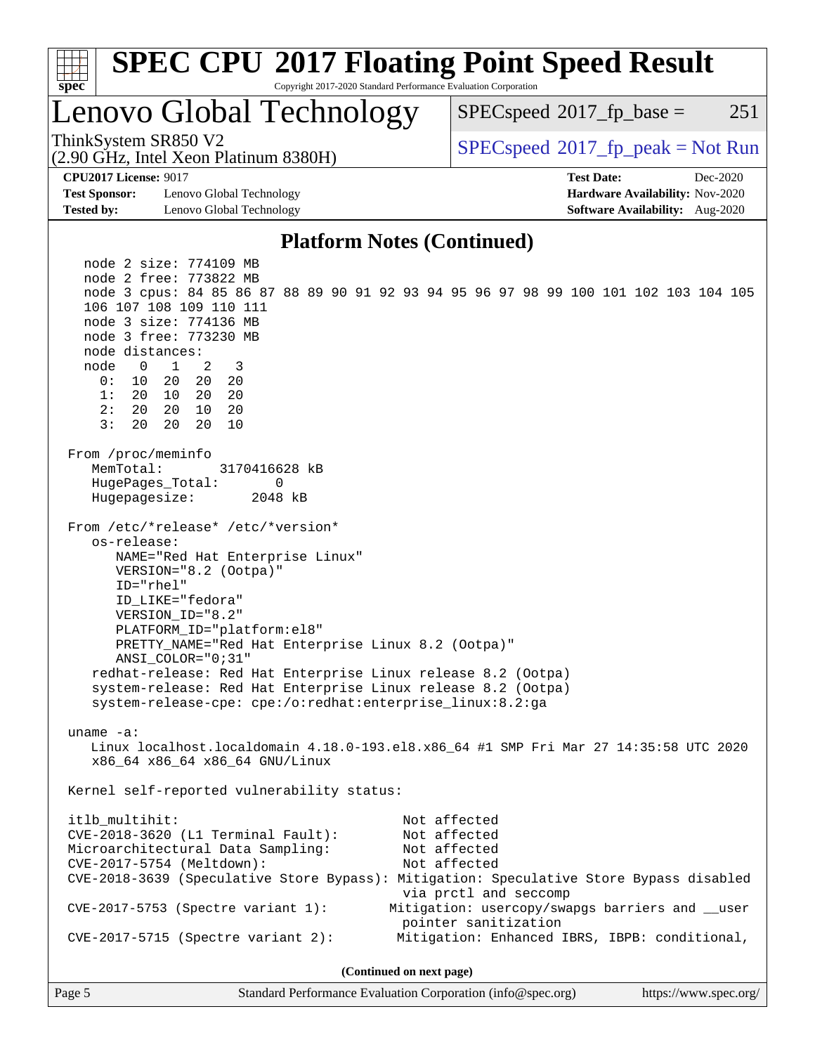## Platform Notes (Continued)

```
    node 2 size: 774109 MB
    node 2 free: 773822 MB
    node 3 cpus: 84 85 86 87 88 89 90 91 92 93 94 95 96 97 98 99 100 101 102 103 104 105
    106 107 108 109 110 111
    node 3 size: 774136 MB
    node 3 free: 773230 MB
    node distances:
    node   0   1   2   3
      0:  10  20  20  20
      1:  20  10  20  20
      2:  20  20  10  20
      3:  20  20  20  10

 From /proc/meminfo
    MemTotal:       3170416628 kB
    HugePages_Total:       0
    Hugepagesize:       2048 kB

 From /etc/*release* /etc/*version*
    os-release:
       NAME="Red Hat Enterprise Linux"
       VERSION="8.2 (Ootpa)"
       ID="rhel"
       ID_LIKE="fedora"
       VERSION_ID="8.2"
       PLATFORM_ID="platform:el8"
       PRETTY_NAME="Red Hat Enterprise Linux 8.2 (Ootpa)"
       ANSI_COLOR="0;31"
    redhat-release: Red Hat Enterprise Linux release 8.2 (Ootpa)
    system-release: Red Hat Enterprise Linux release 8.2 (Ootpa)
    system-release-cpe: cpe:/o:redhat:enterprise_linux:8.2:ga

 uname -a:
    Linux localhost.localdomain 4.18.0-193.el8.x86_64 #1 SMP Fri Mar 27 14:35:58 UTC 2020
    x86_64 x86_64 x86_64 GNU/Linux

 Kernel self-reported vulnerability status:

 itlb_multihit:                                   Not affected
 CVE-2018-3620 (L1 Terminal Fault):               Not affected
 Microarchitectural Data Sampling:                Not affected
 CVE-2017-5754 (Meltdown):                        Not affected
 CVE-2018-3639 (Speculative Store Bypass): Mitigation: Speculative Store Bypass disabled
                                                  via prctl and seccomp
 CVE-2017-5753 (Spectre variant 1):             Mitigation: usercopy/swapgs barriers and __user
                                                  pointer sanitization
 CVE-2017-5715 (Spectre variant 2):              Mitigation: Enhanced IBRS, IBPB: conditional,
```

(Continued on next page)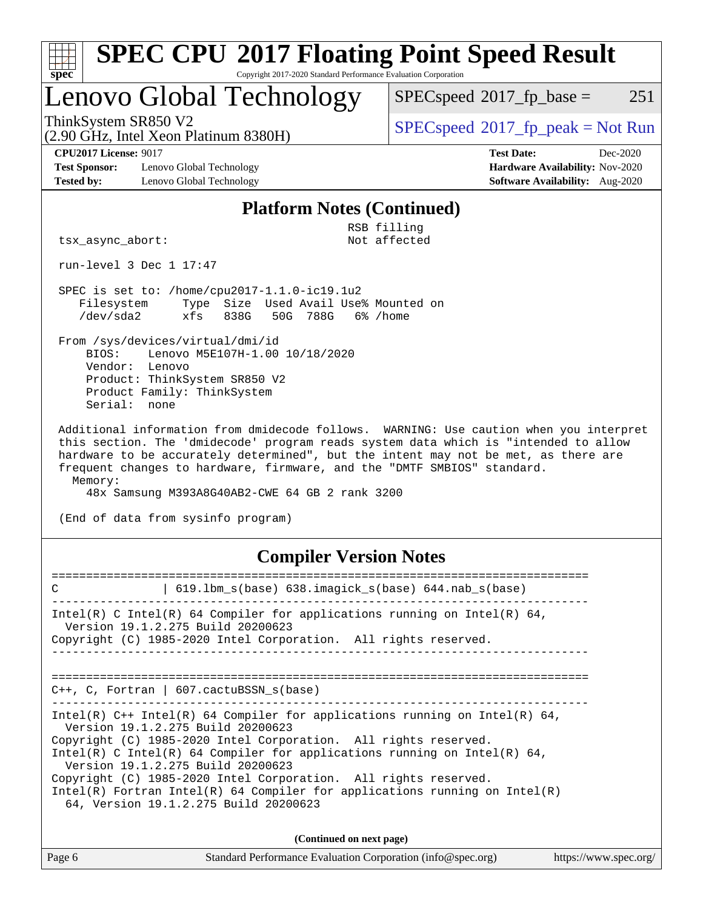## Platform Notes (Continued)

```
                                                RSB filling
 tsx_async_abort:                               Not affected

 run-level 3 Dec 1 17:47

 SPEC is set to: /home/cpu2017-1.1.0-ic19.1u2
    Filesystem     Type  Size  Used Avail Use% Mounted on
    /dev/sda2      xfs   838G   50G  788G   6% /home

 From /sys/devices/virtual/dmi/id
     BIOS:    Lenovo M5E107H-1.00 10/18/2020
     Vendor:  Lenovo
     Product: ThinkSystem SR850 V2
     Product Family: ThinkSystem
     Serial:  none

 Additional information from dmidecode follows.  WARNING: Use caution when you interpret
 this section. The 'dmidecode' program reads system data which is "intended to allow
 hardware to be accurately determined", but the intent may not be met, as there are
 frequent changes to hardware, firmware, and the "DMTF SMBIOS" standard.
   Memory:
     48x Samsung M393A8G40AB2-CWE 64 GB 2 rank 3200

 (End of data from sysinfo program)
```

## Compiler Version Notes

```
==============================================================================
C               | 619.lbm_s(base) 638.imagick_s(base) 644.nab_s(base)
------------------------------------------------------------------------------
Intel(R) C Intel(R) 64 Compiler for applications running on Intel(R) 64,
  Version 19.1.2.275 Build 20200623
Copyright (C) 1985-2020 Intel Corporation.  All rights reserved.
------------------------------------------------------------------------------

==============================================================================
C++, C, Fortran | 607.cactuBSSN_s(base)
------------------------------------------------------------------------------
Intel(R) C++ Intel(R) 64 Compiler for applications running on Intel(R) 64,
  Version 19.1.2.275 Build 20200623
Copyright (C) 1985-2020 Intel Corporation.  All rights reserved.
Intel(R) C Intel(R) 64 Compiler for applications running on Intel(R) 64,
  Version 19.1.2.275 Build 20200623
Copyright (C) 1985-2020 Intel Corporation.  All rights reserved.
Intel(R) Fortran Intel(R) 64 Compiler for applications running on Intel(R)
  64, Version 19.1.2.275 Build 20200623
```

**(Continued on next page)**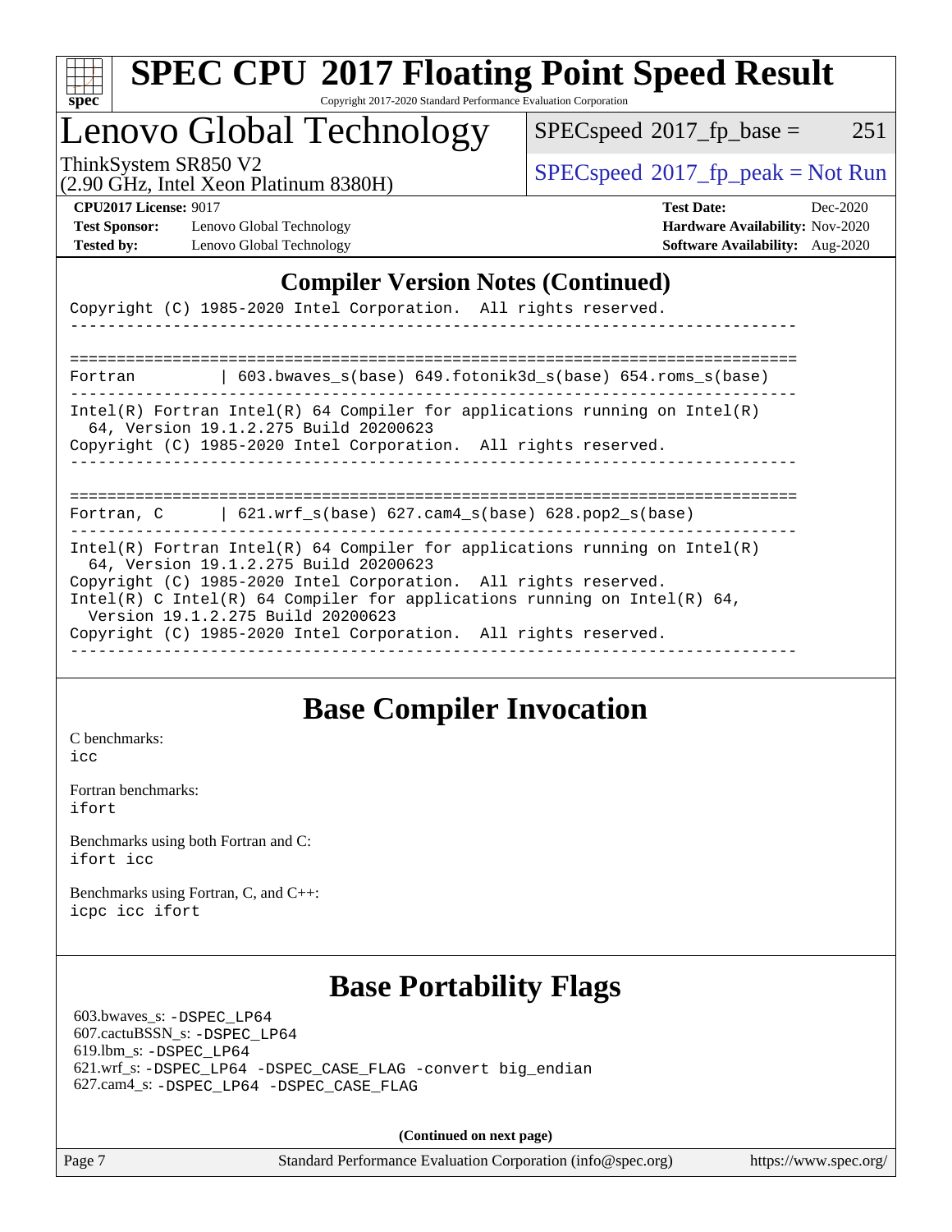## Compiler Version Notes (Continued)

```
Copyright (C) 1985-2020 Intel Corporation.  All rights reserved.
------------------------------------------------------------------------------

==============================================================================
Fortran         | 603.bwaves_s(base) 649.fotonik3d_s(base) 654.roms_s(base)
------------------------------------------------------------------------------
Intel(R) Fortran Intel(R) 64 Compiler for applications running on Intel(R)
  64, Version 19.1.2.275 Build 20200623
Copyright (C) 1985-2020 Intel Corporation.  All rights reserved.
------------------------------------------------------------------------------

==============================================================================
Fortran, C      | 621.wrf_s(base) 627.cam4_s(base) 628.pop2_s(base)
------------------------------------------------------------------------------
Intel(R) Fortran Intel(R) 64 Compiler for applications running on Intel(R)
  64, Version 19.1.2.275 Build 20200623
Copyright (C) 1985-2020 Intel Corporation.  All rights reserved.
Intel(R) C Intel(R) 64 Compiler for applications running on Intel(R) 64,
  Version 19.1.2.275 Build 20200623
Copyright (C) 1985-2020 Intel Corporation.  All rights reserved.
------------------------------------------------------------------------------
```

## Base Compiler Invocation

C benchmarks:
icc

Fortran benchmarks:
ifort

Benchmarks using both Fortran and C:
ifort icc

Benchmarks using Fortran, C, and C++:
icpc icc ifort

## Base Portability Flags

603.bwaves_s: -DSPEC_LP64
607.cactuBSSN_s: -DSPEC_LP64
619.lbm_s: -DSPEC_LP64
621.wrf_s: -DSPEC_LP64 -DSPEC_CASE_FLAG -convert big_endian
627.cam4_s: -DSPEC_LP64 -DSPEC_CASE_FLAG

**(Continued on next page)**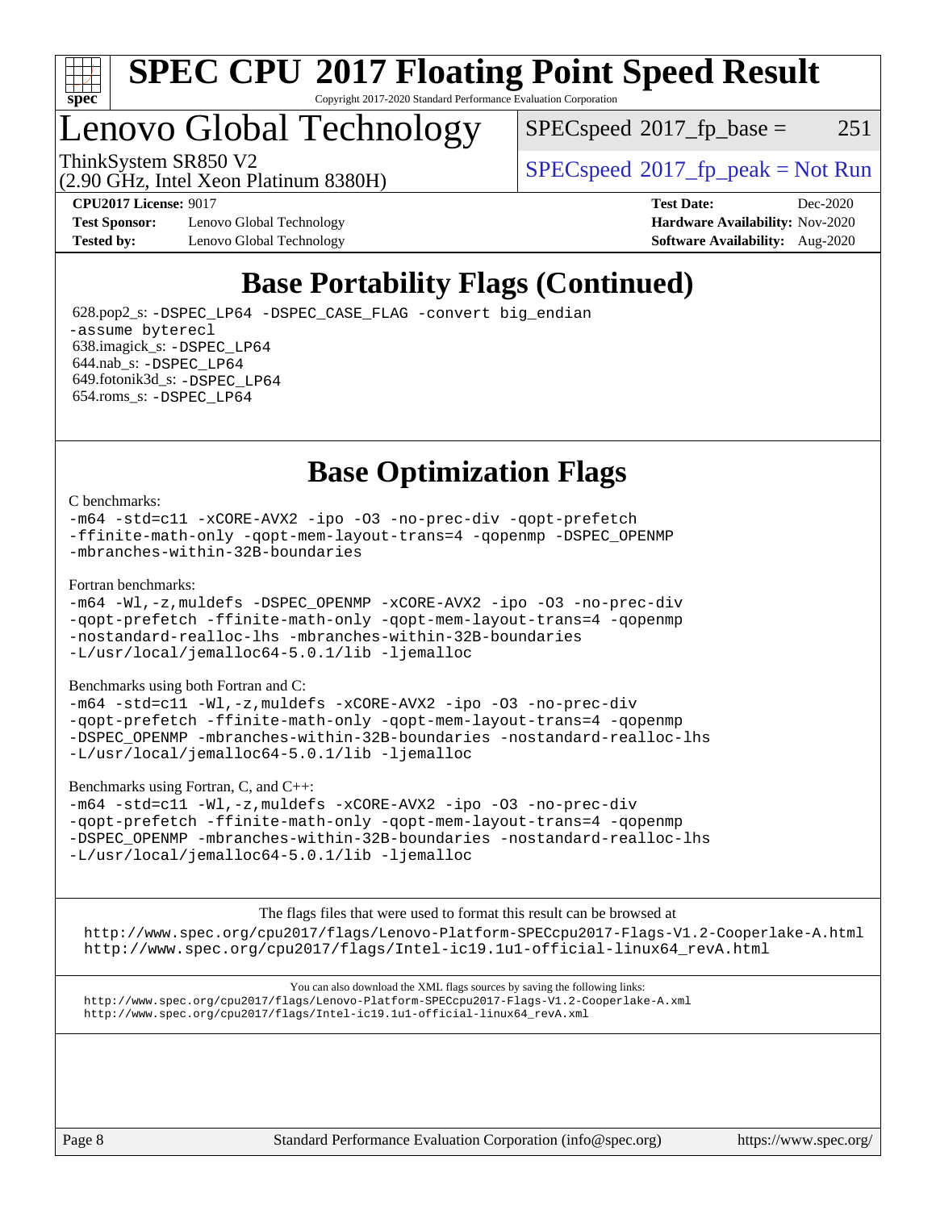# SPEC CPU 2017 Floating Point Speed Result

Copyright 2017-2020 Standard Performance Evaluation Corporation

## Lenovo Global Technology

ThinkSystem SR850 V2
(2.90 GHz, Intel Xeon Platinum 8380H)

SPECspeed 2017_fp_base = 251

SPECspeed 2017_fp_peak = Not Run

**CPU2017 License:** 9017
**Test Sponsor:** Lenovo Global Technology
**Tested by:** Lenovo Global Technology
**Test Date:** Dec-2020
**Hardware Availability:** Nov-2020
**Software Availability:** Aug-2020

## Base Portability Flags (Continued)

628.pop2_s: -DSPEC_LP64 -DSPEC_CASE_FLAG -convert big_endian -assume byterecl
638.imagick_s: -DSPEC_LP64
644.nab_s: -DSPEC_LP64
649.fotonik3d_s: -DSPEC_LP64
654.roms_s: -DSPEC_LP64

## Base Optimization Flags

C benchmarks:

```
-m64 -std=c11 -xCORE-AVX2 -ipo -O3 -no-prec-div -qopt-prefetch
-ffinite-math-only -qopt-mem-layout-trans=4 -qopenmp -DSPEC_OPENMP
-mbranches-within-32B-boundaries
```

Fortran benchmarks:

```
-m64 -Wl,-z,muldefs -DSPEC_OPENMP -xCORE-AVX2 -ipo -O3 -no-prec-div
-qopt-prefetch -ffinite-math-only -qopt-mem-layout-trans=4 -qopenmp
-nostandard-realloc-lhs -mbranches-within-32B-boundaries
-L/usr/local/jemalloc64-5.0.1/lib -ljemalloc
```

Benchmarks using both Fortran and C:

```
-m64 -std=c11 -Wl,-z,muldefs -xCORE-AVX2 -ipo -O3 -no-prec-div
-qopt-prefetch -ffinite-math-only -qopt-mem-layout-trans=4 -qopenmp
-DSPEC_OPENMP -mbranches-within-32B-boundaries -nostandard-realloc-lhs
-L/usr/local/jemalloc64-5.0.1/lib -ljemalloc
```

Benchmarks using Fortran, C, and C++:

```
-m64 -std=c11 -Wl,-z,muldefs -xCORE-AVX2 -ipo -O3 -no-prec-div
-qopt-prefetch -ffinite-math-only -qopt-mem-layout-trans=4 -qopenmp
-DSPEC_OPENMP -mbranches-within-32B-boundaries -nostandard-realloc-lhs
-L/usr/local/jemalloc64-5.0.1/lib -ljemalloc
```

The flags files that were used to format this result can be browsed at
http://www.spec.org/cpu2017/flags/Lenovo-Platform-SPECcpu2017-Flags-V1.2-Cooperlake-A.html
http://www.spec.org/cpu2017/flags/Intel-ic19.1u1-official-linux64_revA.html

You can also download the XML flags sources by saving the following links:
http://www.spec.org/cpu2017/flags/Lenovo-Platform-SPECcpu2017-Flags-V1.2-Cooperlake-A.xml
http://www.spec.org/cpu2017/flags/Intel-ic19.1u1-official-linux64_revA.xml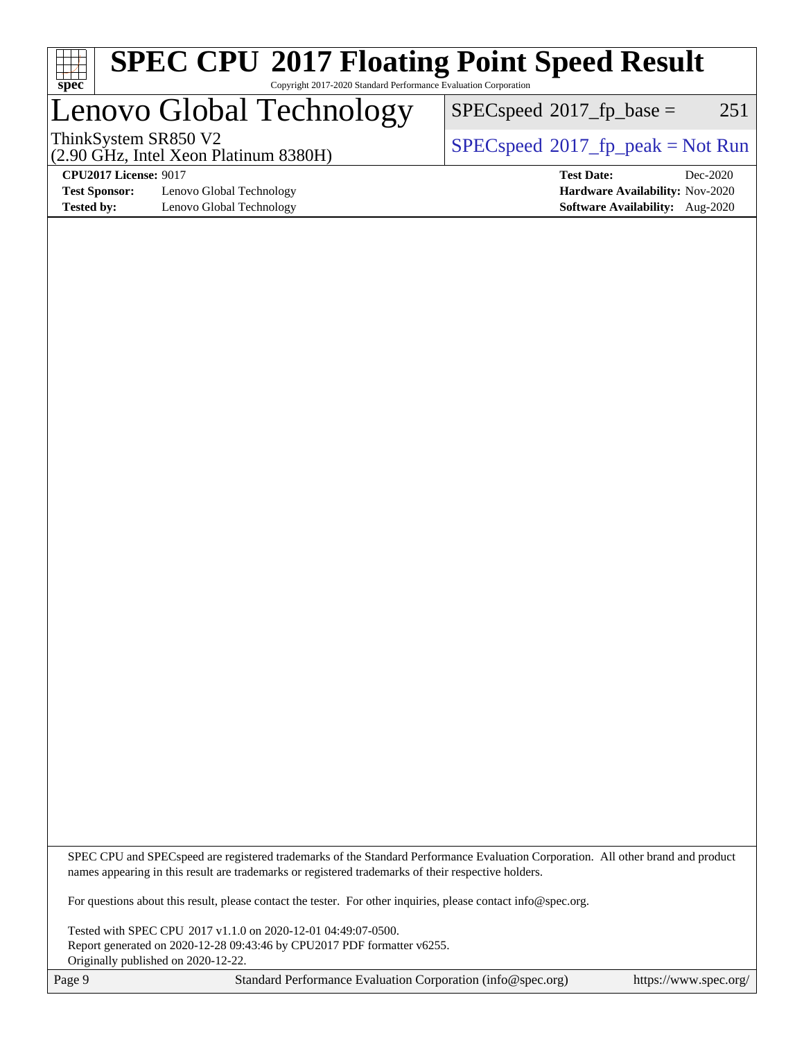SPEC CPU and SPECspeed are registered trademarks of the Standard Performance Evaluation Corporation. All other brand and product names appearing in this result are trademarks or registered trademarks of their respective holders.

For questions about this result, please contact the tester. For other inquiries, please contact info@spec.org.

Tested with SPEC CPU 2017 v1.1.0 on 2020-12-01 04:49:07-0500.
Report generated on 2020-12-28 09:43:46 by CPU2017 PDF formatter v6255.
Originally published on 2020-12-22.